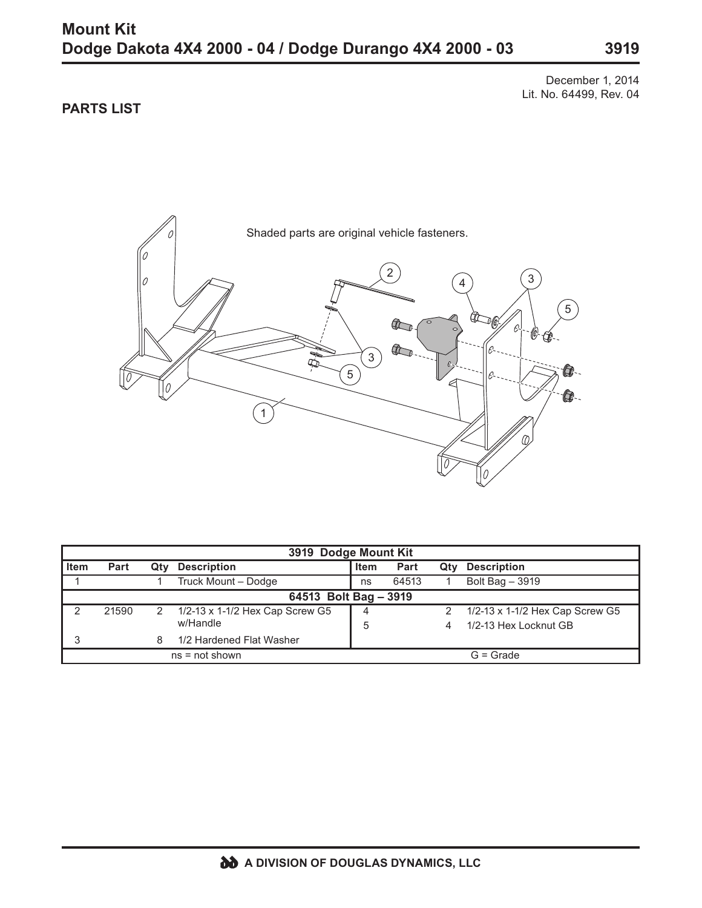# Mount Kit
# Dodge Dakota 4X4 2000 - 04 / Dodge Durango 4X4 2000 - 03 — 3919

December 1, 2014
Lit. No. 64499, Rev. 04

## PARTS LIST

Shaded parts are original vehicle fasteners.

| 3919 Dodge Mount Kit | | | | | | | |
|---|---|---|---|---|---|---|---|
| **Item** | **Part** | **Qty** | **Description** | **Item** | **Part** | **Qty** | **Description** |
| 1 | | 1 | Truck Mount – Dodge | ns | 64513 | 1 | Bolt Bag – 3919 |
| **64513 Bolt Bag – 3919** | | | | | | | |
| 2 | 21590 | 2 | 1/2-13 x 1-1/2 Hex Cap Screw G5 w/Handle | 4 | | 2 | 1/2-13 x 1-1/2 Hex Cap Screw G5 |
| | | | | 5 | | 4 | 1/2-13 Hex Locknut GB |
| 3 | | 8 | 1/2 Hardened Flat Washer | | | | |
| ns = not shown | | | | G = Grade | | | |

A DIVISION OF DOUGLAS DYNAMICS, LLC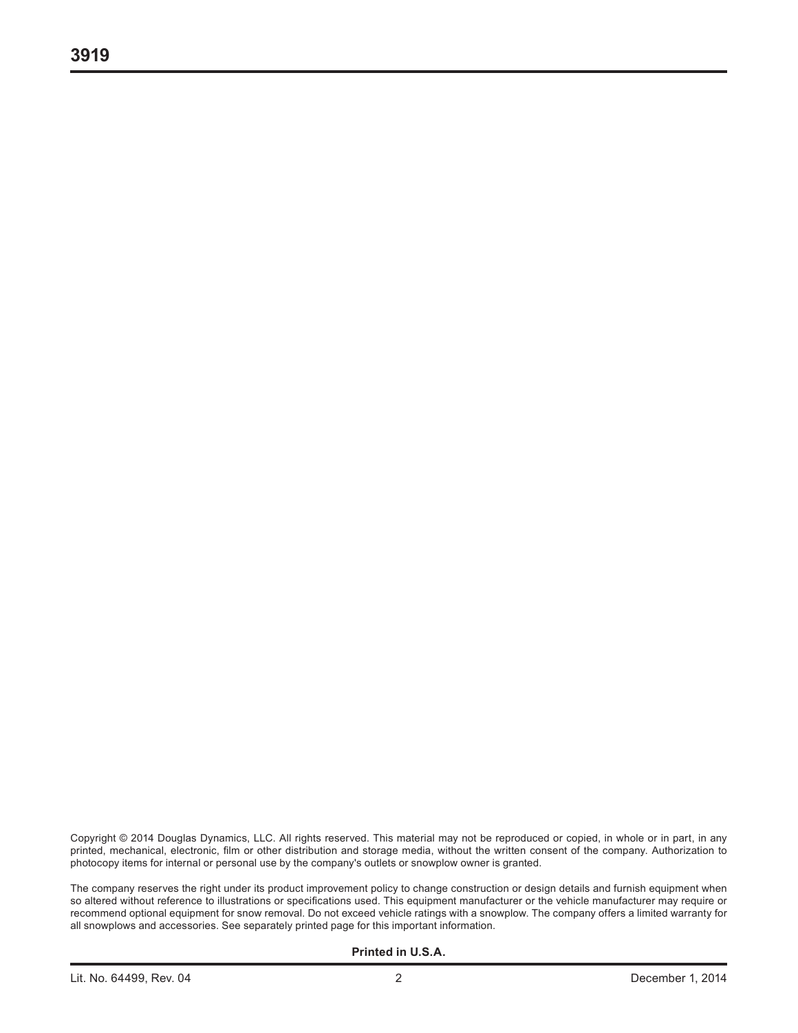Copyright © 2014 Douglas Dynamics, LLC. All rights reserved. This material may not be reproduced or copied, in whole or in part, in any printed, mechanical, electronic, film or other distribution and storage media, without the written consent of the company. Authorization to photocopy items for internal or personal use by the company's outlets or snowplow owner is granted.

The company reserves the right under its product improvement policy to change construction or design details and furnish equipment when so altered without reference to illustrations or specifications used. This equipment manufacturer or the vehicle manufacturer may require or recommend optional equipment for snow removal. Do not exceed vehicle ratings with a snowplow. The company offers a limited warranty for all snowplows and accessories. See separately printed page for this important information.

**Printed in U.S.A.**